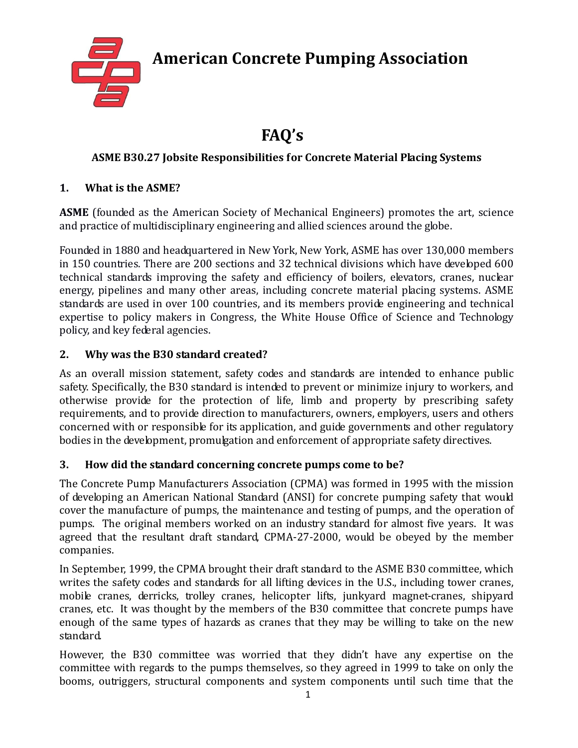# American Concrete Pumping Association

## FAQ's

### ASME B30.27 Jobsite Responsibilities for Concrete Material Placing Systems

**1. What is the ASME?**

**ASME** (founded as the American Society of Mechanical Engineers) promotes the art, science and practice of multidisciplinary engineering and allied sciences around the globe.

Founded in 1880 and headquartered in New York, New York, ASME has over 130,000 members in 150 countries. There are 200 sections and 32 technical divisions which have developed 600 technical standards improving the safety and efficiency of boilers, elevators, cranes, nuclear energy, pipelines and many other areas, including concrete material placing systems. ASME standards are used in over 100 countries, and its members provide engineering and technical expertise to policy makers in Congress, the White House Office of Science and Technology policy, and key federal agencies.

**2. Why was the B30 standard created?**

As an overall mission statement, safety codes and standards are intended to enhance public safety. Specifically, the B30 standard is intended to prevent or minimize injury to workers, and otherwise provide for the protection of life, limb and property by prescribing safety requirements, and to provide direction to manufacturers, owners, employers, users and others concerned with or responsible for its application, and guide governments and other regulatory bodies in the development, promulgation and enforcement of appropriate safety directives.

**3. How did the standard concerning concrete pumps come to be?**

The Concrete Pump Manufacturers Association (CPMA) was formed in 1995 with the mission of developing an American National Standard (ANSI) for concrete pumping safety that would cover the manufacture of pumps, the maintenance and testing of pumps, and the operation of pumps. The original members worked on an industry standard for almost five years. It was agreed that the resultant draft standard, CPMA-27-2000, would be obeyed by the member companies.

In September, 1999, the CPMA brought their draft standard to the ASME B30 committee, which writes the safety codes and standards for all lifting devices in the U.S., including tower cranes, mobile cranes, derricks, trolley cranes, helicopter lifts, junkyard magnet-cranes, shipyard cranes, etc. It was thought by the members of the B30 committee that concrete pumps have enough of the same types of hazards as cranes that they may be willing to take on the new standard.

However, the B30 committee was worried that they didn't have any expertise on the committee with regards to the pumps themselves, so they agreed in 1999 to take on only the booms, outriggers, structural components and system components until such time that the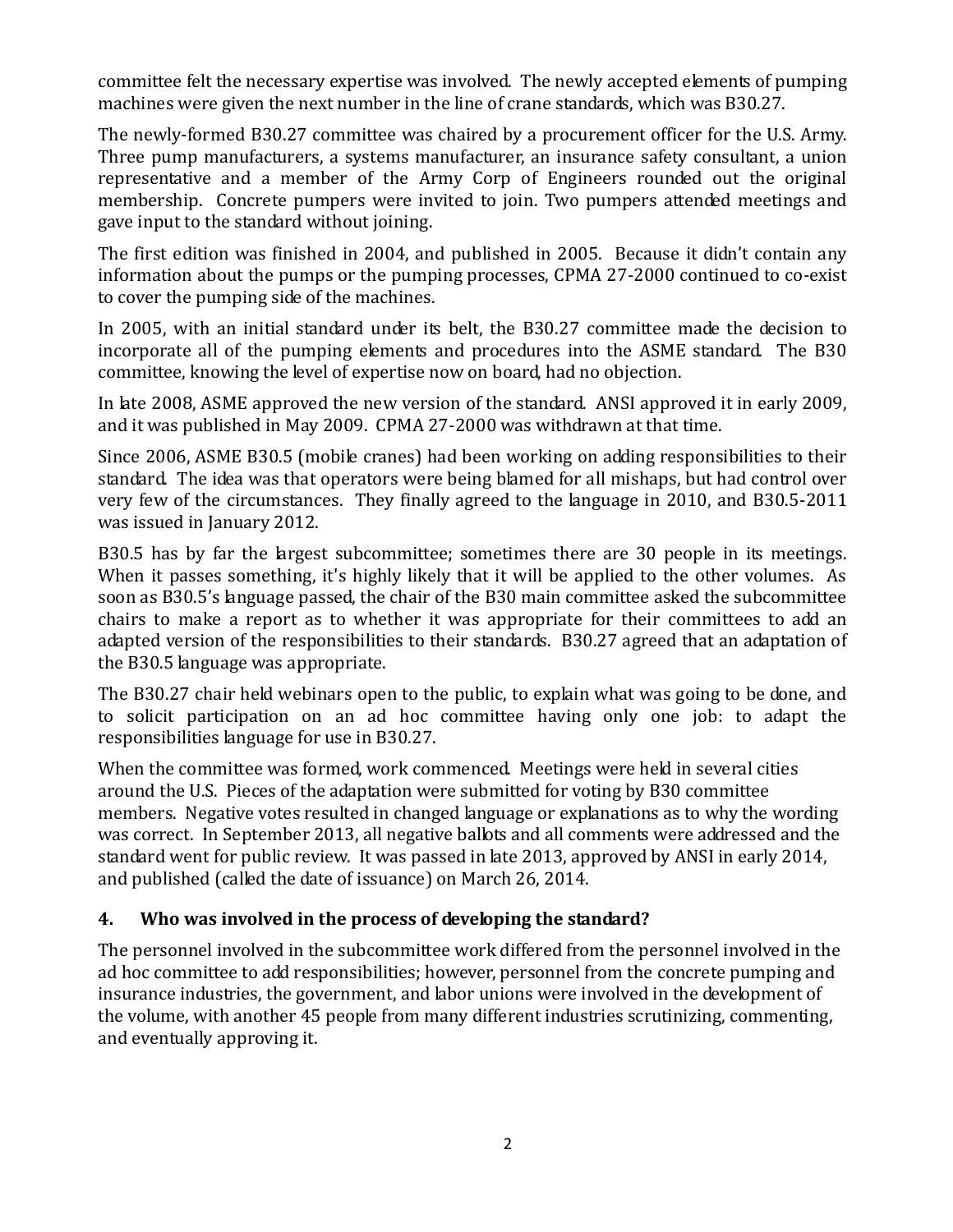committee felt the necessary expertise was involved. The newly accepted elements of pumping machines were given the next number in the line of crane standards, which was B30.27.

The newly-formed B30.27 committee was chaired by a procurement officer for the U.S. Army. Three pump manufacturers, a systems manufacturer, an insurance safety consultant, a union representative and a member of the Army Corp of Engineers rounded out the original membership. Concrete pumpers were invited to join. Two pumpers attended meetings and gave input to the standard without joining.

The first edition was finished in 2004, and published in 2005. Because it didn't contain any information about the pumps or the pumping processes, CPMA 27-2000 continued to co-exist to cover the pumping side of the machines.

In 2005, with an initial standard under its belt, the B30.27 committee made the decision to incorporate all of the pumping elements and procedures into the ASME standard. The B30 committee, knowing the level of expertise now on board, had no objection.

In late 2008, ASME approved the new version of the standard. ANSI approved it in early 2009, and it was published in May 2009. CPMA 27-2000 was withdrawn at that time.

Since 2006, ASME B30.5 (mobile cranes) had been working on adding responsibilities to their standard. The idea was that operators were being blamed for all mishaps, but had control over very few of the circumstances. They finally agreed to the language in 2010, and B30.5-2011 was issued in January 2012.

B30.5 has by far the largest subcommittee; sometimes there are 30 people in its meetings. When it passes something, it's highly likely that it will be applied to the other volumes. As soon as B30.5's language passed, the chair of the B30 main committee asked the subcommittee chairs to make a report as to whether it was appropriate for their committees to add an adapted version of the responsibilities to their standards. B30.27 agreed that an adaptation of the B30.5 language was appropriate.

The B30.27 chair held webinars open to the public, to explain what was going to be done, and to solicit participation on an ad hoc committee having only one job: to adapt the responsibilities language for use in B30.27.

When the committee was formed, work commenced. Meetings were held in several cities around the U.S. Pieces of the adaptation were submitted for voting by B30 committee members. Negative votes resulted in changed language or explanations as to why the wording was correct. In September 2013, all negative ballots and all comments were addressed and the standard went for public review. It was passed in late 2013, approved by ANSI in early 2014, and published (called the date of issuance) on March 26, 2014.

## 4. Who was involved in the process of developing the standard?

The personnel involved in the subcommittee work differed from the personnel involved in the ad hoc committee to add responsibilities; however, personnel from the concrete pumping and insurance industries, the government, and labor unions were involved in the development of the volume, with another 45 people from many different industries scrutinizing, commenting, and eventually approving it.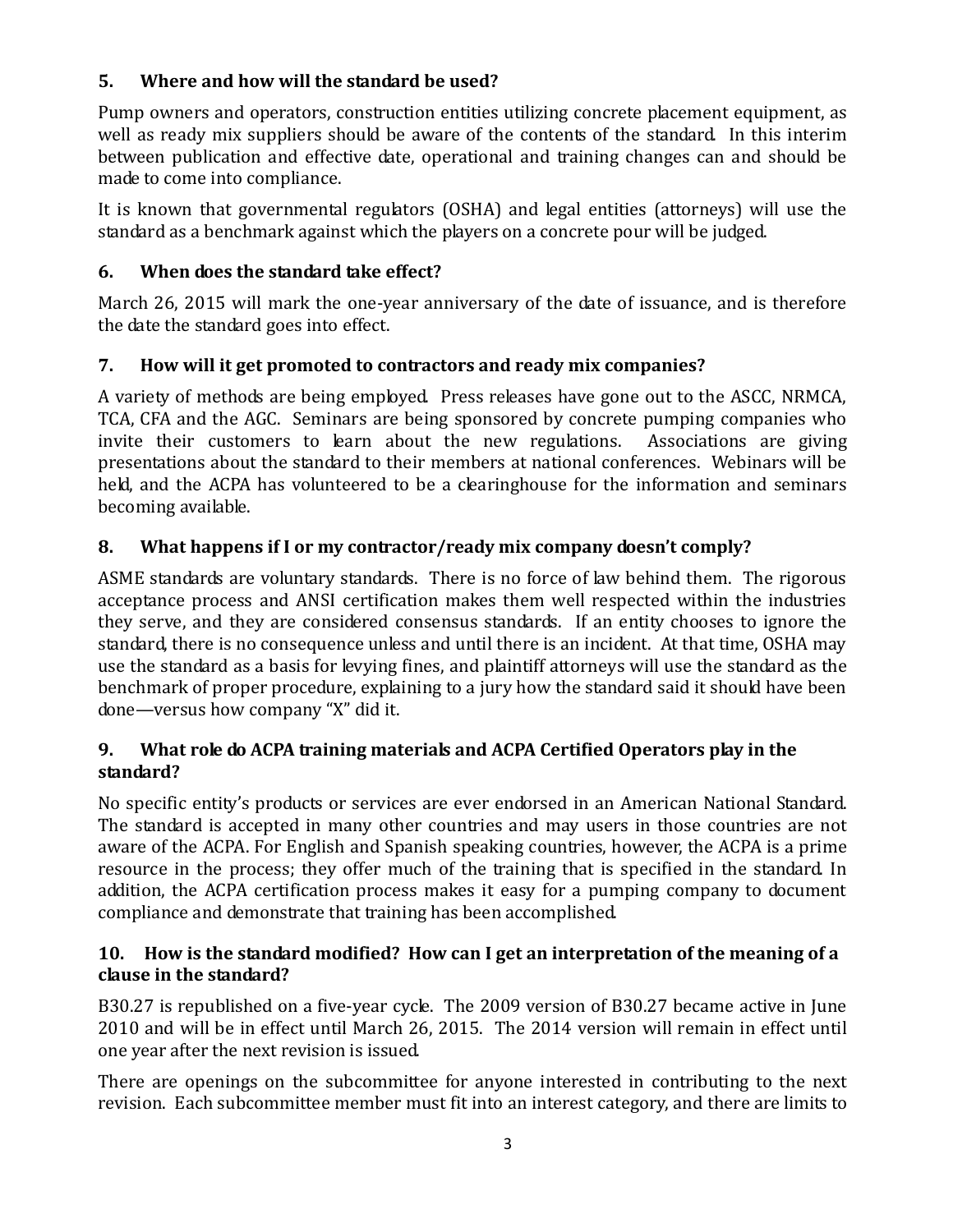### 5. Where and how will the standard be used?

Pump owners and operators, construction entities utilizing concrete placement equipment, as well as ready mix suppliers should be aware of the contents of the standard. In this interim between publication and effective date, operational and training changes can and should be made to come into compliance.

It is known that governmental regulators (OSHA) and legal entities (attorneys) will use the standard as a benchmark against which the players on a concrete pour will be judged.

### 6. When does the standard take effect?

March 26, 2015 will mark the one-year anniversary of the date of issuance, and is therefore the date the standard goes into effect.

### 7. How will it get promoted to contractors and ready mix companies?

A variety of methods are being employed. Press releases have gone out to the ASCC, NRMCA, TCA, CFA and the AGC. Seminars are being sponsored by concrete pumping companies who invite their customers to learn about the new regulations. Associations are giving presentations about the standard to their members at national conferences. Webinars will be held, and the ACPA has volunteered to be a clearinghouse for the information and seminars becoming available.

### 8. What happens if I or my contractor/ready mix company doesn't comply?

ASME standards are voluntary standards. There is no force of law behind them. The rigorous acceptance process and ANSI certification makes them well respected within the industries they serve, and they are considered consensus standards. If an entity chooses to ignore the standard, there is no consequence unless and until there is an incident. At that time, OSHA may use the standard as a basis for levying fines, and plaintiff attorneys will use the standard as the benchmark of proper procedure, explaining to a jury how the standard said it should have been done—versus how company "X" did it.

### 9. What role do ACPA training materials and ACPA Certified Operators play in the standard?

No specific entity's products or services are ever endorsed in an American National Standard. The standard is accepted in many other countries and may users in those countries are not aware of the ACPA. For English and Spanish speaking countries, however, the ACPA is a prime resource in the process; they offer much of the training that is specified in the standard. In addition, the ACPA certification process makes it easy for a pumping company to document compliance and demonstrate that training has been accomplished.

### 10. How is the standard modified? How can I get an interpretation of the meaning of a clause in the standard?

B30.27 is republished on a five-year cycle. The 2009 version of B30.27 became active in June 2010 and will be in effect until March 26, 2015. The 2014 version will remain in effect until one year after the next revision is issued.

There are openings on the subcommittee for anyone interested in contributing to the next revision. Each subcommittee member must fit into an interest category, and there are limits to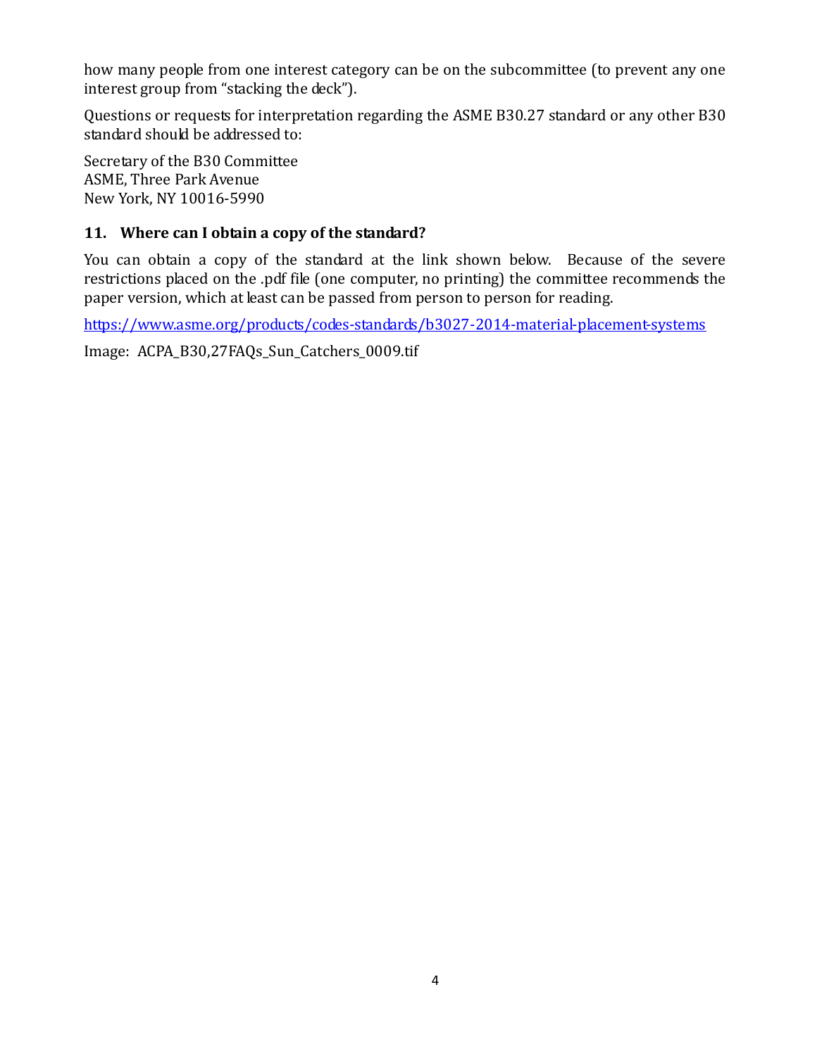how many people from one interest category can be on the subcommittee (to prevent any one interest group from "stacking the deck").

Questions or requests for interpretation regarding the ASME B30.27 standard or any other B30 standard should be addressed to:

Secretary of the B30 Committee
ASME, Three Park Avenue
New York, NY 10016-5990

### 11. Where can I obtain a copy of the standard?

You can obtain a copy of the standard at the link shown below. Because of the severe restrictions placed on the .pdf file (one computer, no printing) the committee recommends the paper version, which at least can be passed from person to person for reading.

[https://www.asme.org/products/codes-standards/b3027-2014-material-placement-systems](https://www.asme.org/products/codes-standards/b3027-2014-material-placement-systems)

Image: ACPA_B30,27FAQs_Sun_Catchers_0009.tif